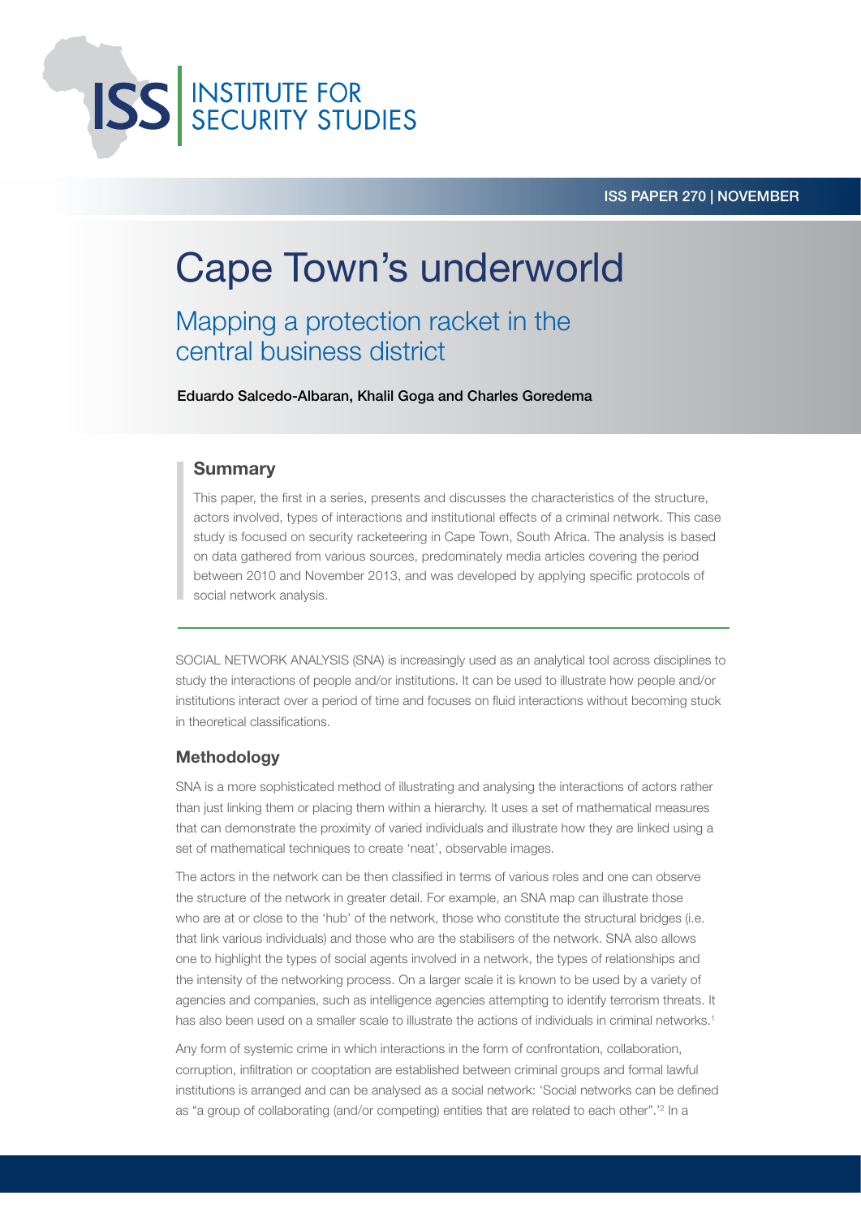ISS | INSTITUTE FOR SECURITY STUDIES

ISS PAPER 270 | NOVEMBER

# Cape Town's underworld

## Mapping a protection racket in the central business district

**Eduardo Salcedo-Albaran, Khalil Goga and Charles Goredema**

### Summary

This paper, the first in a series, presents and discusses the characteristics of the structure, actors involved, types of interactions and institutional effects of a criminal network. This case study is focused on security racketeering in Cape Town, South Africa. The analysis is based on data gathered from various sources, predominately media articles covering the period between 2010 and November 2013, and was developed by applying specific protocols of social network analysis.

SOCIAL NETWORK ANALYSIS (SNA) is increasingly used as an analytical tool across disciplines to study the interactions of people and/or institutions. It can be used to illustrate how people and/or institutions interact over a period of time and focuses on fluid interactions without becoming stuck in theoretical classifications.

### Methodology

SNA is a more sophisticated method of illustrating and analysing the interactions of actors rather than just linking them or placing them within a hierarchy. It uses a set of mathematical measures that can demonstrate the proximity of varied individuals and illustrate how they are linked using a set of mathematical techniques to create 'neat', observable images.

The actors in the network can be then classified in terms of various roles and one can observe the structure of the network in greater detail. For example, an SNA map can illustrate those who are at or close to the 'hub' of the network, those who constitute the structural bridges (i.e. that link various individuals) and those who are the stabilisers of the network. SNA also allows one to highlight the types of social agents involved in a network, the types of relationships and the intensity of the networking process. On a larger scale it is known to be used by a variety of agencies and companies, such as intelligence agencies attempting to identify terrorism threats. It has also been used on a smaller scale to illustrate the actions of individuals in criminal networks.[1]

Any form of systemic crime in which interactions in the form of confrontation, collaboration, corruption, infiltration or cooptation are established between criminal groups and formal lawful institutions is arranged and can be analysed as a social network: 'Social networks can be defined as "a group of collaborating (and/or competing) entities that are related to each other".'[2] In a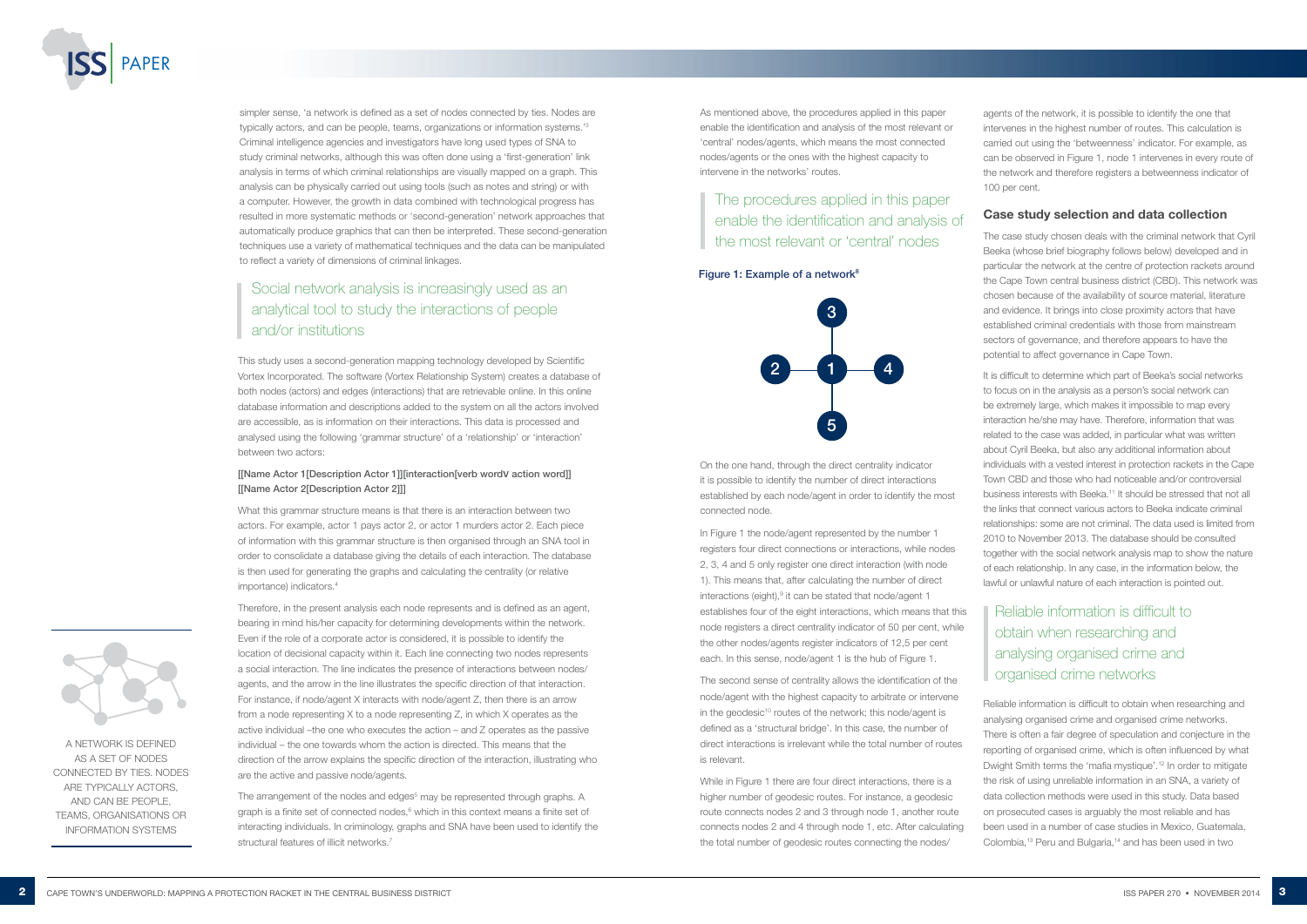simpler sense, 'a network is defined as a set of nodes connected by ties. Nodes are typically actors, and can be people, teams, organizations or information systems.'[3] Criminal intelligence agencies and investigators have long used types of SNA to study criminal networks, although this was often done using a 'first-generation' link analysis in terms of which criminal relationships are visually mapped on a graph. This analysis can be physically carried out using tools (such as notes and string) or with a computer. However, the growth in data combined with technological progress has resulted in more systematic methods or 'second-generation' network approaches that automatically produce graphics that can then be interpreted. These second-generation techniques use a variety of mathematical techniques and the data can be manipulated to reflect a variety of dimensions of criminal linkages.

> Social network analysis is increasingly used as an analytical tool to study the interactions of people and/or institutions

This study uses a second-generation mapping technology developed by Scientific Vortex Incorporated. The software (Vortex Relationship System) creates a database of both nodes (actors) and edges (interactions) that are retrievable online. In this online database information and descriptions added to the system on all the actors involved are accessible, as is information on their interactions. This data is processed and analysed using the following 'grammar structure' of a 'relationship' or 'interaction' between two actors:

**[[Name Actor 1[Description Actor 1]][interaction[verb wordV action word]][Name Actor 2[Description Actor 2]]]**

What this grammar structure means is that there is an interaction between two actors. For example, actor 1 pays actor 2, or actor 1 murders actor 2. Each piece of information with this grammar structure is then organised through an SNA tool in order to consolidate a database giving the details of each interaction. The database is then used for generating the graphs and calculating the centrality (or relative importance) indicators.[4]

Therefore, in the present analysis each node represents and is defined as an agent, bearing in mind his/her capacity for determining developments within the network. Even if the role of a corporate actor is considered, it is possible to identify the location of decisional capacity within it. Each line connecting two nodes represents a social interaction. The line indicates the presence of interactions between nodes/agents, and the arrow in the line illustrates the specific direction of that interaction. For instance, if node/agent X interacts with node/agent Z, then there is an arrow from a node representing X to a node representing Z, in which X operates as the active individual –the one who executes the action – and Z operates as the passive individual – the one towards whom the action is directed. This means that the direction of the arrow explains the specific direction of the interaction, illustrating who are the active and passive node/agents.

The arrangement of the nodes and edges[5] may be represented through graphs. A graph is a finite set of connected nodes,[6] which in this context means a finite set of interacting individuals. In criminology, graphs and SNA have been used to identify the structural features of illicit networks.[7]

A NETWORK IS DEFINED AS A SET OF NODES CONNECTED BY TIES. NODES ARE TYPICALLY ACTORS, AND CAN BE PEOPLE, TEAMS, ORGANISATIONS OR INFORMATION SYSTEMS

As mentioned above, the procedures applied in this paper enable the identification and analysis of the most relevant or 'central' nodes/agents, which means the most connected nodes/agents or the ones with the highest capacity to intervene in the networks' routes.

> The procedures applied in this paper enable the identification and analysis of the most relevant or 'central' nodes

**Figure 1: Example of a network**[8]

On the one hand, through the direct centrality indicator it is possible to identify the number of direct interactions established by each node/agent in order to identify the most connected node.

In Figure 1 the node/agent represented by the number 1 registers four direct connections or interactions, while nodes 2, 3, 4 and 5 only register one direct interaction (with node 1). This means that, after calculating the number of direct interactions (eight),[9] it can be stated that node/agent 1 establishes four of the eight interactions, which means that this node registers a direct centrality indicator of 50 per cent, while the other nodes/agents register indicators of 12,5 per cent each. In this sense, node/agent 1 is the hub of Figure 1.

The second sense of centrality allows the identification of the node/agent with the highest capacity to arbitrate or intervene in the geodesic[10] routes of the network; this node/agent is defined as a 'structural bridge'. In this case, the number of direct interactions is irrelevant while the total number of routes is relevant.

While in Figure 1 there are four direct interactions, there is a higher number of geodesic routes. For instance, a geodesic route connects nodes 2 and 3 through node 1, another route connects nodes 2 and 4 through node 1, etc. After calculating the total number of geodesic routes connecting the nodes/agents of the network, it is possible to identify the one that intervenes in the highest number of routes. This calculation is carried out using the 'betweenness' indicator. For example, as can be observed in Figure 1, node 1 intervenes in every route of the network and therefore registers a betweenness indicator of 100 per cent.

## Case study selection and data collection

The case study chosen deals with the criminal network that Cyril Beeka (whose brief biography follows below) developed and in particular the network at the centre of protection rackets around the Cape Town central business district (CBD). This network was chosen because of the availability of source material, literature and evidence. It brings into close proximity actors that have established criminal credentials with those from mainstream sectors of governance, and therefore appears to have the potential to affect governance in Cape Town.

It is difficult to determine which part of Beeka's social networks to focus on in the analysis as a person's social network can be extremely large, which makes it impossible to map every interaction he/she may have. Therefore, information that was related to the case was added, in particular what was written about Cyril Beeka, but also any additional information about individuals with a vested interest in protection rackets in the Cape Town CBD and those who had noticeable and/or controversial business interests with Beeka.[11] It should be stressed that not all the links that connect various actors to Beeka indicate criminal relationships: some are not criminal. The data used is limited from 2010 to November 2013. The database should be consulted together with the social network analysis map to show the nature of each relationship. In any case, in the information below, the lawful or unlawful nature of each interaction is pointed out.

> Reliable information is difficult to obtain when researching and analysing organised crime and organised crime networks

Reliable information is difficult to obtain when researching and analysing organised crime and organised crime networks. There is often a fair degree of speculation and conjecture in the reporting of organised crime, which is often influenced by what Dwight Smith terms the 'mafia mystique'.[12] In order to mitigate the risk of using unreliable information in an SNA, a variety of data collection methods were used in this study. Data based on prosecuted cases is arguably the most reliable and has been used in a number of case studies in Mexico, Guatemala, Colombia,[13] Peru and Bulgaria,[14] and has been used in two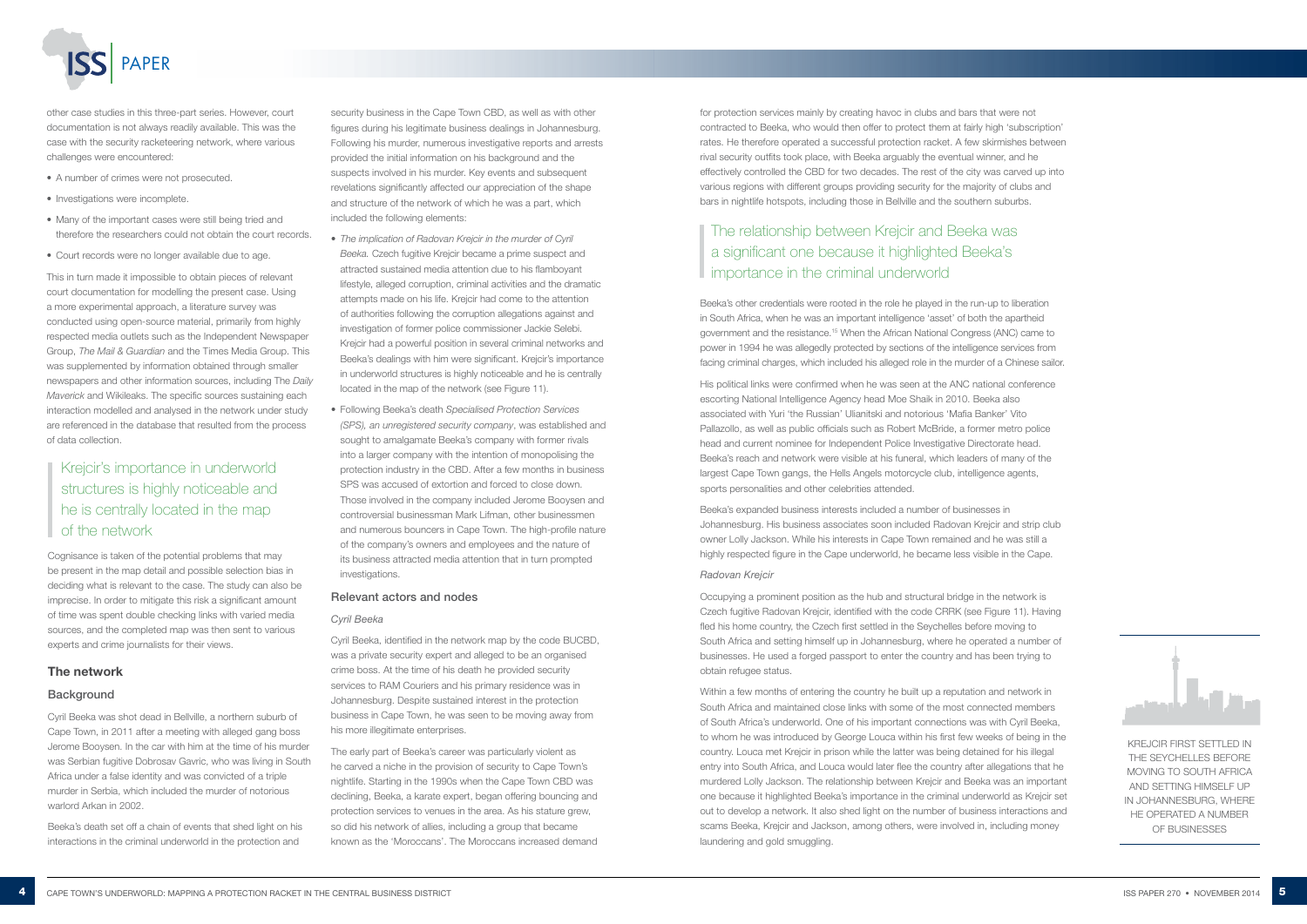other case studies in this three-part series. However, court documentation is not always readily available. This was the case with the security racketeering network, where various challenges were encountered:

- A number of crimes were not prosecuted.
- Investigations were incomplete.
- Many of the important cases were still being tried and therefore the researchers could not obtain the court records.
- Court records were no longer available due to age.

This in turn made it impossible to obtain pieces of relevant court documentation for modelling the present case. Using a more experimental approach, a literature survey was conducted using open-source material, primarily from highly respected media outlets such as the Independent Newspaper Group, *The Mail & Guardian* and the Times Media Group. This was supplemented by information obtained through smaller newspapers and other information sources, including The *Daily Maverick* and Wikileaks. The specific sources sustaining each interaction modelled and analysed in the network under study are referenced in the database that resulted from the process of data collection.

> Krejcir's importance in underworld structures is highly noticeable and he is centrally located in the map of the network

Cognisance is taken of the potential problems that may be present in the map detail and possible selection bias in deciding what is relevant to the case. The study can also be imprecise. In order to mitigate this risk a significant amount of time was spent double checking links with varied media sources, and the completed map was then sent to various experts and crime journalists for their views.

## The network

### Background

Cyril Beeka was shot dead in Bellville, a northern suburb of Cape Town, in 2011 after a meeting with alleged gang boss Jerome Booysen. In the car with him at the time of his murder was Serbian fugitive Dobrosav Gavric, who was living in South Africa under a false identity and was convicted of a triple murder in Serbia, which included the murder of notorious warlord Arkan in 2002.

Beeka's death set off a chain of events that shed light on his interactions in the criminal underworld in the protection and security business in the Cape Town CBD, as well as with other figures during his legitimate business dealings in Johannesburg. Following his murder, numerous investigative reports and arrests provided the initial information on his background and the suspects involved in his murder. Key events and subsequent revelations significantly affected our appreciation of the shape and structure of the network of which he was a part, which included the following elements:

- *The implication of Radovan Krejcir in the murder of Cyril Beeka.* Czech fugitive Krejcir became a prime suspect and attracted sustained media attention due to his flamboyant lifestyle, alleged corruption, criminal activities and the dramatic attempts made on his life. Krejcir had come to the attention of authorities following the corruption allegations against and investigation of former police commissioner Jackie Selebi. Krejcir had a powerful position in several criminal networks and Beeka's dealings with him were significant. Krejcir's importance in underworld structures is highly noticeable and he is centrally located in the map of the network (see Figure 11).
- Following Beeka's death *Specialised Protection Services (SPS), an unregistered security company*, was established and sought to amalgamate Beeka's company with former rivals into a larger company with the intention of monopolising the protection industry in the CBD. After a few months in business SPS was accused of extortion and forced to close down. Those involved in the company included Jerome Booysen and controversial businessman Mark Lifman, other businessmen and numerous bouncers in Cape Town. The high-profile nature of the company's owners and employees and the nature of its business attracted media attention that in turn prompted investigations.

### Relevant actors and nodes

#### *Cyril Beeka*

Cyril Beeka, identified in the network map by the code BUCBD, was a private security expert and alleged to be an organised crime boss. At the time of his death he provided security services to RAM Couriers and his primary residence was in Johannesburg. Despite sustained interest in the protection business in Cape Town, he was seen to be moving away from his more illegitimate enterprises.

The early part of Beeka's career was particularly violent as he carved a niche in the provision of security to Cape Town's nightlife. Starting in the 1990s when the Cape Town CBD was declining, Beeka, a karate expert, began offering bouncing and protection services to venues in the area. As his stature grew, so did his network of allies, including a group that became known as the 'Moroccans'. The Moroccans increased demand for protection services mainly by creating havoc in clubs and bars that were not contracted to Beeka, who would then offer to protect them at fairly high 'subscription' rates. He therefore operated a successful protection racket. A few skirmishes between rival security outfits took place, with Beeka arguably the eventual winner, and he effectively controlled the CBD for two decades. The rest of the city was carved up into various regions with different groups providing security for the majority of clubs and bars in nightlife hotspots, including those in Bellville and the southern suburbs.

> The relationship between Krejcir and Beeka was a significant one because it highlighted Beeka's importance in the criminal underworld

Beeka's other credentials were rooted in the role he played in the run-up to liberation in South Africa, when he was an important intelligence 'asset' of both the apartheid government and the resistance.[15] When the African National Congress (ANC) came to power in 1994 he was allegedly protected by sections of the intelligence services from facing criminal charges, which included his alleged role in the murder of a Chinese sailor.

His political links were confirmed when he was seen at the ANC national conference escorting National Intelligence Agency head Moe Shaik in 2010. Beeka also associated with Yuri 'the Russian' Ulianitski and notorious 'Mafia Banker' Vito Pallazollo, as well as public officials such as Robert McBride, a former metro police head and current nominee for Independent Police Investigative Directorate head. Beeka's reach and network were visible at his funeral, which leaders of many of the largest Cape Town gangs, the Hells Angels motorcycle club, intelligence agents, sports personalities and other celebrities attended.

Beeka's expanded business interests included a number of businesses in Johannesburg. His business associates soon included Radovan Krejcir and strip club owner Lolly Jackson. While his interests in Cape Town remained and he was still a highly respected figure in the Cape underworld, he became less visible in the Cape.

#### *Radovan Krejcir*

Occupying a prominent position as the hub and structural bridge in the network is Czech fugitive Radovan Krejcir, identified with the code CRRK (see Figure 11). Having fled his home country, the Czech first settled in the Seychelles before moving to South Africa and setting himself up in Johannesburg, where he operated a number of businesses. He used a forged passport to enter the country and has been trying to obtain refugee status.

Within a few months of entering the country he built up a reputation and network in South Africa and maintained close links with some of the most connected members of South Africa's underworld. One of his important connections was with Cyril Beeka, to whom he was introduced by George Louca within his first few weeks of being in the country. Louca met Krejcir in prison while the latter was being detained for his illegal entry into South Africa, and Louca would later flee the country after allegations that he murdered Lolly Jackson. The relationship between Krejcir and Beeka was an important one because it highlighted Beeka's importance in the criminal underworld as Krejcir set out to develop a network. It also shed light on the number of business interactions and scams Beeka, Krejcir and Jackson, among others, were involved in, including money laundering and gold smuggling.

> KREJCIR FIRST SETTLED IN THE SEYCHELLES BEFORE MOVING TO SOUTH AFRICA AND SETTING HIMSELF UP IN JOHANNESBURG, WHERE HE OPERATED A NUMBER OF BUSINESSES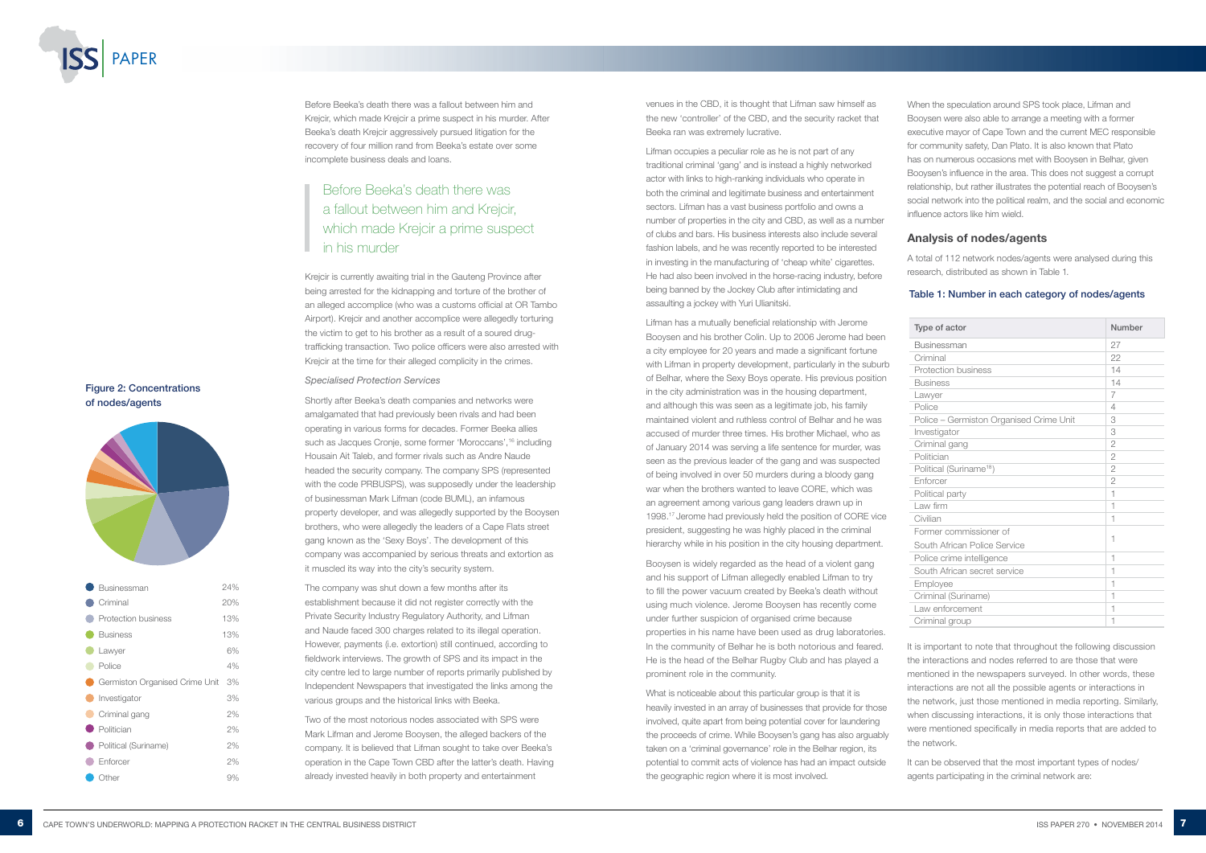Before Beeka's death there was a fallout between him and Krejcir, which made Krejcir a prime suspect in his murder. After Beeka's death Krejcir aggressively pursued litigation for the recovery of four million rand from Beeka's estate over some incomplete business deals and loans.

> Before Beeka's death there was a fallout between him and Krejcir, which made Krejcir a prime suspect in his murder

Krejcir is currently awaiting trial in the Gauteng Province after being arrested for the kidnapping and torture of the brother of an alleged accomplice (who was a customs official at OR Tambo Airport). Krejcir and another accomplice were allegedly torturing the victim to get to his brother as a result of a soured drug-trafficking transaction. Two police officers were also arrested with Krejcir at the time for their alleged complicity in the crimes.

*Specialised Protection Services*

Shortly after Beeka's death companies and networks were amalgamated that had previously been rivals and had been operating in various forms for decades. Former Beeka allies such as Jacques Cronje, some former 'Moroccans',[16] including Housain Ait Taleb, and former rivals such as Andre Naude headed the security company. The company SPS (represented with the code PRBUSPS), was supposedly under the leadership of businessman Mark Lifman (code BUML), an infamous property developer, and was allegedly supported by the Booysen brothers, who were allegedly the leaders of a Cape Flats street gang known as the 'Sexy Boys'. The development of this company was accompanied by serious threats and extortion as it muscled its way into the city's security system.

The company was shut down a few months after its establishment because it did not register correctly with the Private Security Industry Regulatory Authority, and Lifman and Naude faced 300 charges related to its illegal operation. However, payments (i.e. extortion) still continued, according to fieldwork interviews. The growth of SPS and its impact in the city centre led to large number of reports primarily published by Independent Newspapers that investigated the links among the various groups and the historical links with Beeka.

Two of the most notorious nodes associated with SPS were Mark Lifman and Jerome Booysen, the alleged backers of the company. It is believed that Lifman sought to take over Beeka's operation in the Cape Town CBD after the latter's death. Having already invested heavily in both property and entertainment venues in the CBD, it is thought that Lifman saw himself as the new 'controller' of the CBD, and the security racket that Beeka ran was extremely lucrative.

Lifman occupies a peculiar role as he is not part of any traditional criminal 'gang' and is instead a highly networked actor with links to high-ranking individuals who operate in both the criminal and legitimate business and entertainment sectors. Lifman has a vast business portfolio and owns a number of properties in the city and CBD, as well as a number of clubs and bars. His business interests also include several fashion labels, and he was recently reported to be interested in investing in the manufacturing of 'cheap white' cigarettes. He had also been involved in the horse-racing industry, before being banned by the Jockey Club after intimidating and assaulting a jockey with Yuri Ulianitski.

Lifman has a mutually beneficial relationship with Jerome Booysen and his brother Colin. Up to 2006 Jerome had been a city employee for 20 years and made a significant fortune with Lifman in property development, particularly in the suburb of Belhar, where the Sexy Boys operate. His previous position in the city administration was in the housing department, and although this was seen as a legitimate job, his family maintained violent and ruthless control of Belhar and he was accused of murder three times. His brother Michael, who as of January 2014 was serving a life sentence for murder, was seen as the previous leader of the gang and was suspected of being involved in over 50 murders during a bloody gang war when the brothers wanted to leave CORE, which was an agreement among various gang leaders drawn up in 1998.[17] Jerome had previously held the position of CORE vice president, suggesting he was highly placed in the criminal hierarchy while in his position in the city housing department.

Booysen is widely regarded as the head of a violent gang and his support of Lifman allegedly enabled Lifman to try to fill the power vacuum created by Beeka's death without using much violence. Jerome Booysen has recently come under further suspicion of organised crime because properties in his name have been used as drug laboratories. In the community of Belhar he has been both notorious and feared. He is the head of the Belhar Rugby Club and has played a prominent role in the community.

What is noticeable about this particular group is that it is heavily invested in an array of businesses that provide for those involved, quite apart from being potential cover for laundering the proceeds of crime. While Booysen's gang has also arguably taken on a 'criminal governance' role in the Belhar region, its potential to commit acts of violence has had an impact outside the geographic region where it is most involved.

When the speculation around SPS took place, Lifman and Booysen were also able to arrange a meeting with a former executive mayor of Cape Town and the current MEC responsible for community safety, Dan Plato. It is also known that Plato has on numerous occasions met with Booysen in Belhar, given Booysen's influence in the area. This does not suggest a corrupt relationship, but rather illustrates the political reach of Booysen's social network into the political realm, and the social and economic influence actors like him wield.

**Figure 2: Concentrations of nodes/agents**

| | |
|---|---|
| Businessman | 24% |
| Criminal | 20% |
| Protection business | 13% |
| Business | 13% |
| Lawyer | 6% |
| Police | 4% |
| Germiston Organised Crime Unit | 3% |
| Investigator | 3% |
| Criminal gang | 2% |
| Politician | 2% |
| Political (Suriname) | 2% |
| Enforcer | 2% |
| Other | 9% |

## Analysis of nodes/agents

A total of 112 network nodes/agents were analysed during this research, distributed as shown in Table 1.

**Table 1: Number in each category of nodes/agents**

| Type of actor | Number |
|---|---|
| Businessman | 27 |
| Criminal | 22 |
| Protection business | 14 |
| Business | 14 |
| Lawyer | 7 |
| Police | 4 |
| Police – Germiston Organised Crime Unit | 3 |
| Investigator | 3 |
| Criminal gang | 2 |
| Politician | 2 |
| Political (Suriname[18]) | 2 |
| Enforcer | 2 |
| Political party | 1 |
| Law firm | 1 |
| Civilian | 1 |
| Former commissioner of South African Police Service | 1 |
| Police crime intelligence | 1 |
| South African secret service | 1 |
| Employee | 1 |
| Criminal (Suriname) | 1 |
| Law enforcement | 1 |
| Criminal group | 1 |

It is important to note that throughout the following discussion the interactions and nodes referred to are those that were mentioned in the newspapers surveyed. In other words, these interactions are not all the possible agents or interactions in the network, just those mentioned in media reporting. Similarly, when discussing interactions, it is only those interactions that were mentioned specifically in media reports that are added to the network.

It can be observed that the most important types of nodes/agents participating in the criminal network are: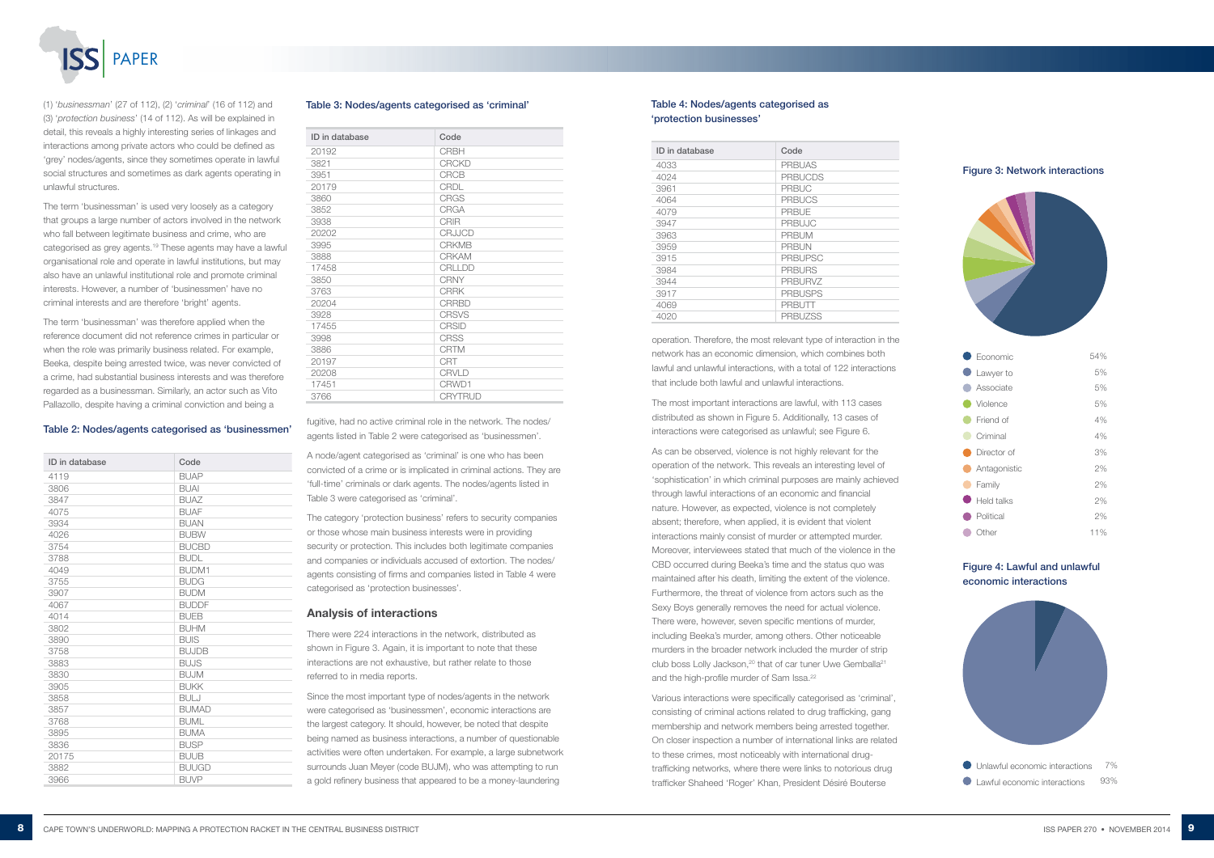(1) '*businessman*' (27 of 112), (2) '*criminal*' (16 of 112) and (3) '*protection business*' (14 of 112). As will be explained in detail, this reveals a highly interesting series of linkages and interactions among private actors who could be defined as 'grey' nodes/agents, since they sometimes operate in lawful social structures and sometimes as dark agents operating in unlawful structures.

The term 'businessman' is used very loosely as a category that groups a large number of actors involved in the network who fall between legitimate business and crime, who are categorised as grey agents.[19] These agents may have a lawful organisational role and operate in lawful institutions, but may also have an unlawful institutional role and promote criminal interests. However, a number of 'businessmen' have no criminal interests and are therefore 'bright' agents.

The term 'businessman' was therefore applied when the reference document did not reference crimes in particular or when the role was primarily business related. For example, Beeka, despite being arrested twice, was never convicted of a crime, had substantial business interests and was therefore regarded as a businessman. Similarly, an actor such as Vito Pallazollo, despite having a criminal conviction and being a fugitive, had no active criminal role in the network. The nodes/agents listed in Table 2 were categorised as 'businessmen'.

### Table 2: Nodes/agents categorised as 'businessmen'

| ID in database | Code |
|---|---|
| 4119 | BUAP |
| 3806 | BUAI |
| 3847 | BUAZ |
| 4075 | BUAF |
| 3934 | BUAN |
| 4026 | BUBW |
| 3754 | BUCBD |
| 3788 | BUDL |
| 4049 | BUDM1 |
| 3755 | BUDG |
| 3907 | BUDM |
| 4067 | BUDDF |
| 4014 | BUEB |
| 3802 | BUHM |
| 3890 | BUIS |
| 3758 | BUJDB |
| 3883 | BUJS |
| 3830 | BUJM |
| 3905 | BUKK |
| 3858 | BULJ |
| 3857 | BUMAD |
| 3768 | BUML |
| 3895 | BUMA |
| 3836 | BUSP |
| 20175 | BUUB |
| 3882 | BUUGD |
| 3966 | BUVP |

### Table 3: Nodes/agents categorised as 'criminal'

| ID in database | Code |
|---|---|
| 20192 | CRBH |
| 3821 | CRCKD |
| 3951 | CRCB |
| 20179 | CRDL |
| 3860 | CRGS |
| 3852 | CRGA |
| 3938 | CRIR |
| 20202 | CRJJCD |
| 3995 | CRKMB |
| 3888 | CRKAM |
| 17458 | CRLLDD |
| 3850 | CRNY |
| 3763 | CRRK |
| 20204 | CRRBD |
| 3928 | CRSVS |
| 17455 | CRSID |
| 3998 | CRSS |
| 3886 | CRTM |
| 20197 | CRT |
| 20208 | CRVLD |
| 17451 | CRWD1 |
| 3766 | CRYTRUD |

A node/agent categorised as 'criminal' is one who has been convicted of a crime or is implicated in criminal actions. They are 'full-time' criminals or dark agents. The nodes/agents listed in Table 3 were categorised as 'criminal'.

The category 'protection business' refers to security companies or those whose main business interests were in providing security or protection. This includes both legitimate companies and companies or individuals accused of extortion. The nodes/agents consisting of firms and companies listed in Table 4 were categorised as 'protection businesses'.

## Analysis of interactions

There were 224 interactions in the network, distributed as shown in Figure 3. Again, it is important to note that these interactions are not exhaustive, but rather relate to those referred to in media reports.

Since the most important type of nodes/agents in the network were categorised as 'businessmen', economic interactions are the largest category. It should, however, be noted that despite being named as business interactions, a number of questionable activities were often undertaken. For example, a large subnetwork surrounds Juan Meyer (code BUJM), who was attempting to run a gold refinery business that appeared to be a money-laundering operation. Therefore, the most relevant type of interaction in the network has an economic dimension, which combines both lawful and unlawful interactions, with a total of 122 interactions that include both lawful and unlawful interactions.

### Table 4: Nodes/agents categorised as 'protection businesses'

| ID in database | Code |
|---|---|
| 4033 | PRBUAS |
| 4024 | PRBUCDS |
| 3961 | PRBUC |
| 4064 | PRBUCS |
| 4079 | PRBUE |
| 3947 | PRBUJC |
| 3963 | PRBUM |
| 3959 | PRBUN |
| 3915 | PRBUPSC |
| 3984 | PRBURS |
| 3944 | PRBURVZ |
| 3917 | PRBUSPS |
| 4069 | PRBUTT |
| 4020 | PRBUZSS |

The most important interactions are lawful, with 113 cases distributed as shown in Figure 5. Additionally, 13 cases of interactions were categorised as unlawful; see Figure 6.

As can be observed, violence is not highly relevant for the operation of the network. This reveals an interesting level of 'sophistication' in which criminal purposes are mainly achieved through lawful interactions of an economic and financial nature. However, as expected, violence is not completely absent; therefore, when applied, it is evident that violent interactions mainly consist of murder or attempted murder. Moreover, interviewees stated that much of the violence in the CBD occurred during Beeka's time and the status quo was maintained after his death, limiting the extent of the violence. Furthermore, the threat of violence from actors such as the Sexy Boys generally removes the need for actual violence. There were, however, seven specific mentions of murder, including Beeka's murder, among others. Other noticeable murders in the broader network included the murder of strip club boss Lolly Jackson,[20] that of car tuner Uwe Gemballa[21] and the high-profile murder of Sam Issa.[22]

Various interactions were specifically categorised as 'criminal', consisting of criminal actions related to drug trafficking, gang membership and network members being arrested together. On closer inspection a number of international links are related to these crimes, most noticeably with international drug-trafficking networks, where there were links to notorious drug trafficker Shaheed 'Roger' Khan, President Désiré Bouterse

### Figure 3: Network interactions

| Interaction | % |
|---|---|
| Economic | 54% |
| Lawyer to | 5% |
| Associate | 5% |
| Violence | 5% |
| Friend of | 4% |
| Criminal | 4% |
| Director of | 3% |
| Antagonistic | 2% |
| Family | 2% |
| Held talks | 2% |
| Political | 2% |
| Other | 11% |

### Figure 4: Lawful and unlawful economic interactions

| Interaction | % |
|---|---|
| Unlawful economic interactions | 7% |
| Lawful economic interactions | 93% |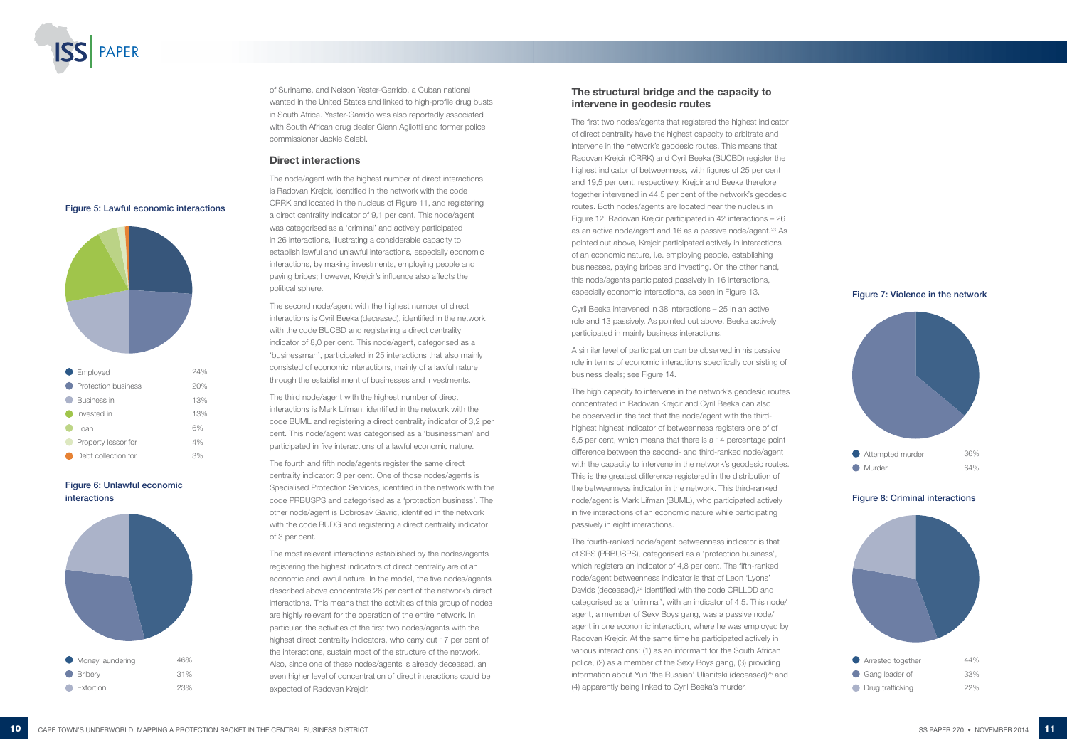of Suriname, and Nelson Yester-Garrido, a Cuban national wanted in the United States and linked to high-profile drug busts in South Africa. Yester-Garrido was also reportedly associated with South African drug dealer Glenn Agliotti and former police commissioner Jackie Selebi.

### Direct interactions

The node/agent with the highest number of direct interactions is Radovan Krejcir, identified in the network with the code CRRK and located in the nucleus of Figure 11, and registering a direct centrality indicator of 9,1 per cent. This node/agent was categorised as a 'criminal' and actively participated in 26 interactions, illustrating a considerable capacity to establish lawful and unlawful interactions, especially economic interactions, by making investments, employing people and paying bribes; however, Krejcir's influence also affects the political sphere.

The second node/agent with the highest number of direct interactions is Cyril Beeka (deceased), identified in the network with the code BUCBD and registering a direct centrality indicator of 8,0 per cent. This node/agent, categorised as a 'businessman', participated in 25 interactions that also mainly consisted of economic interactions, mainly of a lawful nature through the establishment of businesses and investments.

The third node/agent with the highest number of direct interactions is Mark Lifman, identified in the network with the code BUML and registering a direct centrality indicator of 3,2 per cent. This node/agent was categorised as a 'businessman' and participated in five interactions of a lawful economic nature.

The fourth and fifth node/agents register the same direct centrality indicator: 3 per cent. One of those nodes/agents is Specialised Protection Services, identified in the network with the code PRBUSPS and categorised as a 'protection business'. The other node/agent is Dobrosav Gavric, identified in the network with the code BUDG and registering a direct centrality indicator of 3 per cent.

The most relevant interactions established by the nodes/agents registering the highest indicators of direct centrality are of an economic and lawful nature. In the model, the five nodes/agents described above concentrate 26 per cent of the network's direct interactions. This means that the activities of this group of nodes are highly relevant for the operation of the entire network. In particular, the activities of the first two nodes/agents with the highest direct centrality indicators, who carry out 17 per cent of the interactions, sustain most of the structure of the network. Also, since one of these nodes/agents is already deceased, an even higher level of concentration of direct interactions could be expected of Radovan Krejcir.

### The structural bridge and the capacity to intervene in geodesic routes

The first two nodes/agents that registered the highest indicator of direct centrality have the highest capacity to arbitrate and intervene in the network's geodesic routes. This means that Radovan Krejcir (CRRK) and Cyril Beeka (BUCBD) register the highest indicator of betweenness, with figures of 25 per cent and 19,5 per cent, respectively. Krejcir and Beeka therefore together intervened in 44,5 per cent of the network's geodesic routes. Both nodes/agents are located near the nucleus in Figure 12. Radovan Krejcir participated in 42 interactions – 26 as an active node/agent and 16 as a passive node/agent.[23] As pointed out above, Krejcir participated actively in interactions of an economic nature, i.e. employing people, establishing businesses, paying bribes and investing. On the other hand, this node/agents participated passively in 16 interactions, especially economic interactions, as seen in Figure 13.

Cyril Beeka intervened in 38 interactions – 25 in an active role and 13 passively. As pointed out above, Beeka actively participated in mainly business interactions.

A similar level of participation can be observed in his passive role in terms of economic interactions specifically consisting of business deals; see Figure 14.

The high capacity to intervene in the network's geodesic routes concentrated in Radovan Krejcir and Cyril Beeka can also be observed in the fact that the node/agent with the third-highest highest indicator of betweenness registers one of of 5,5 per cent, which means that there is a 14 percentage point difference between the second- and third-ranked node/agent with the capacity to intervene in the network's geodesic routes. This is the greatest difference registered in the distribution of the betweenness indicator in the network. This third-ranked node/agent is Mark Lifman (BUML), who participated actively in five interactions of an economic nature while participating passively in eight interactions.

The fourth-ranked node/agent betweenness indicator is that of SPS (PRBUSPS), categorised as a 'protection business', which registers an indicator of 4,8 per cent. The fifth-ranked node/agent betweenness indicator is that of Leon 'Lyons' Davids (deceased),[24] identified with the code CRLLDD and categorised as a 'criminal', with an indicator of 4,5. This node/agent, a member of Sexy Boys gang, was a passive node/agent in one economic interaction, where he was employed by Radovan Krejcir. At the same time he participated actively in various interactions: (1) as an informant for the South African police, (2) as a member of the Sexy Boys gang, (3) providing information about Yuri 'the Russian' Ulianitski (deceased)[25] and (4) apparently being linked to Cyril Beeka's murder.

Figure 5: Lawful economic interactions

| | |
|---|---|
| Employed | 24% |
| Protection business | 20% |
| Business in | 13% |
| Invested in | 13% |
| Loan | 6% |
| Property lessor for | 4% |
| Debt collection for | 3% |

Figure 6: Unlawful economic interactions

| | |
|---|---|
| Money laundering | 46% |
| Bribery | 31% |
| Extortion | 23% |

Figure 7: Violence in the network

| | |
|---|---|
| Attempted murder | 36% |
| Murder | 64% |

Figure 8: Criminal interactions

| | |
|---|---|
| Arrested together | 44% |
| Gang leader of | 33% |
| Drug trafficking | 22% |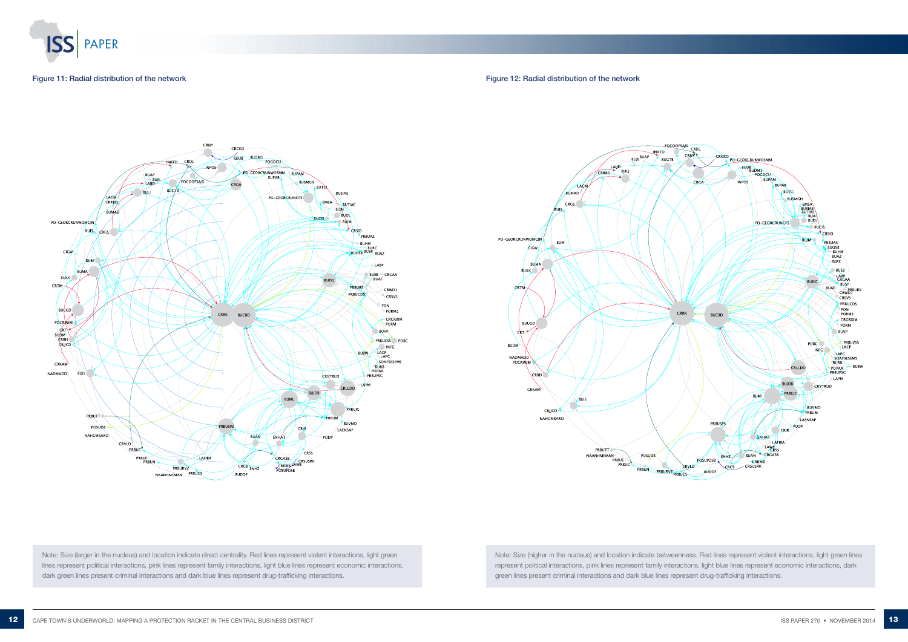Figure 11: Radial distribution of the network

Note: Size (larger in the nucleus) and location indicate direct centrality. Red lines represent violent interactions, light green lines represent political interactions, pink lines represent family interactions, light blue lines represent economic interactions, dark green lines present criminal interactions and dark blue lines represent drug-trafficking interactions.

Figure 12: Radial distribution of the network

Note: Size (higher in the nucleus) and location indicate betweenness. Red lines represent violent interactions, light green lines represent political interactions, pink lines represent family interactions, light blue lines represent economic interactions, dark green lines present criminal interactions and dark blue lines represent drug-trafficking interactions.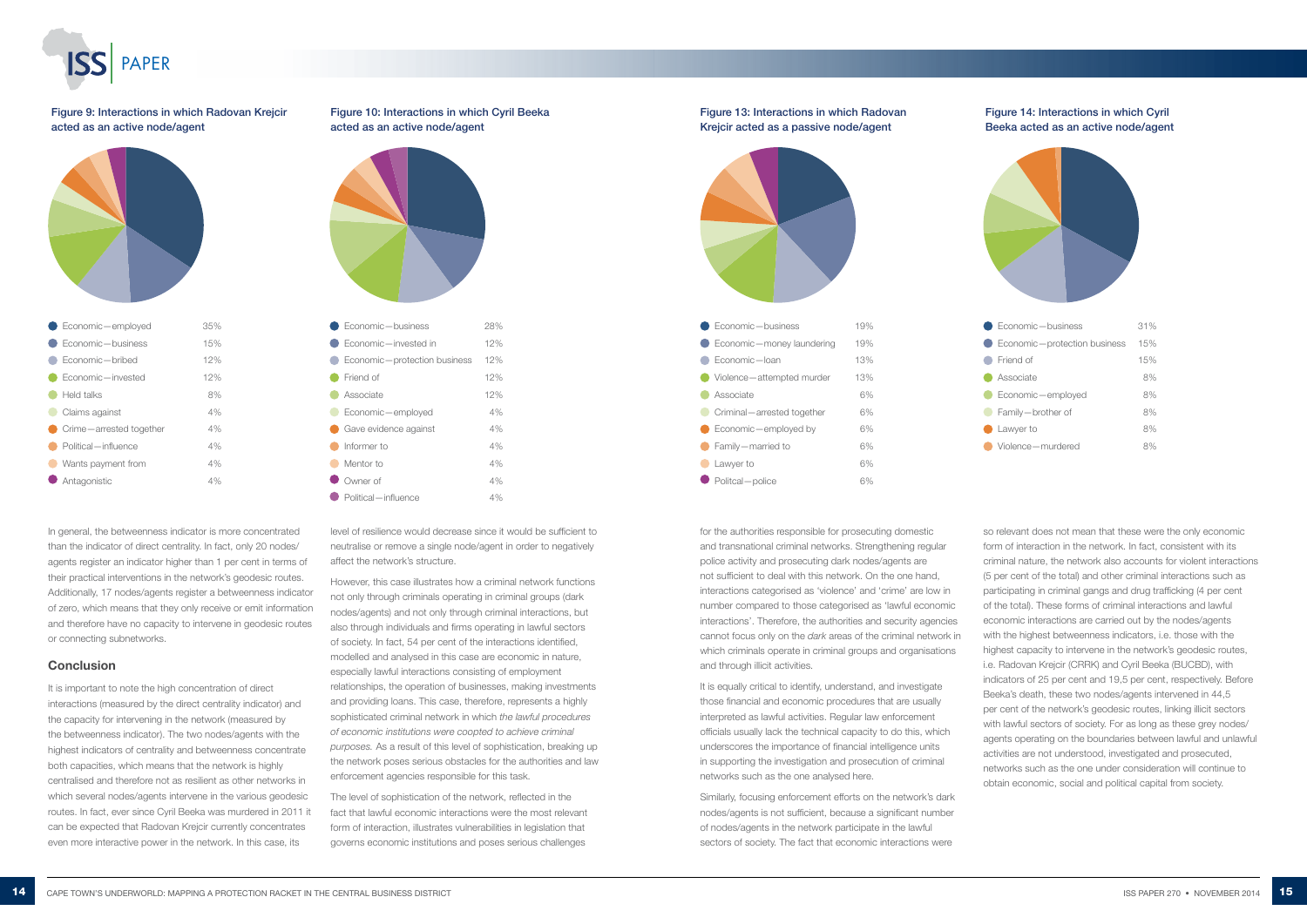Figure 9: Interactions in which Radovan Krejcir acted as an active node/agent

| Interaction | % |
|---|---|
| Economic—employed | 35% |
| Economic—business | 15% |
| Economic—bribed | 12% |
| Economic—invested | 12% |
| Held talks | 8% |
| Claims against | 4% |
| Crime—arrested together | 4% |
| Political—influence | 4% |
| Wants payment from | 4% |
| Antagonistic | 4% |

Figure 10: Interactions in which Cyril Beeka acted as an active node/agent

| Interaction | % |
|---|---|
| Economic—business | 28% |
| Economic—invested in | 12% |
| Economic—protection business | 12% |
| Friend of | 12% |
| Associate | 12% |
| Economic—employed | 4% |
| Gave evidence against | 4% |
| Informer to | 4% |
| Mentor to | 4% |
| Owner of | 4% |
| Political—influence | 4% |

Figure 13: Interactions in which Radovan Krejcir acted as a passive node/agent

| Interaction | % |
|---|---|
| Economic—business | 19% |
| Economic—money laundering | 19% |
| Economic—loan | 13% |
| Violence—attempted murder | 13% |
| Associate | 6% |
| Criminal—arrested together | 6% |
| Economic—employed by | 6% |
| Family—married to | 6% |
| Lawyer to | 6% |
| Politcal—police | 6% |

Figure 14: Interactions in which Cyril Beeka acted as an active node/agent

| Interaction | % |
|---|---|
| Economic—business | 31% |
| Economic—protection business | 15% |
| Friend of | 15% |
| Associate | 8% |
| Economic—employed | 8% |
| Family—brother of | 8% |
| Lawyer to | 8% |
| Violence—murdered | 8% |

In general, the betweenness indicator is more concentrated than the indicator of direct centrality. In fact, only 20 nodes/agents register an indicator higher than 1 per cent in terms of their practical interventions in the network's geodesic routes. Additionally, 17 nodes/agents register a betweenness indicator of zero, which means that they only receive or emit information and therefore have no capacity to intervene in geodesic routes or connecting subnetworks.

## Conclusion

It is important to note the high concentration of direct interactions (measured by the direct centrality indicator) and the capacity for intervening in the network (measured by the betweenness indicator). The two nodes/agents with the highest indicators of centrality and betweenness concentrate both capacities, which means that the network is highly centralised and therefore not as resilient as other networks in which several nodes/agents intervene in the various geodesic routes. In fact, ever since Cyril Beeka was murdered in 2011 it can be expected that Radovan Krejcir currently concentrates even more interactive power in the network. In this case, its level of resilience would decrease since it would be sufficient to neutralise or remove a single node/agent in order to negatively affect the network's structure.

However, this case illustrates how a criminal network functions not only through criminals operating in criminal groups (dark nodes/agents) and not only through criminal interactions, but also through individuals and firms operating in lawful sectors of society. In fact, 54 per cent of the interactions identified, modelled and analysed in this case are economic in nature, especially lawful interactions consisting of employment relationships, the operation of businesses, making investments and providing loans. This case, therefore, represents a highly sophisticated criminal network in which *the lawful procedures of economic institutions were coopted to achieve criminal purposes.* As a result of this level of sophistication, breaking up the network poses serious obstacles for the authorities and law enforcement agencies responsible for this task.

The level of sophistication of the network, reflected in the fact that lawful economic interactions were the most relevant form of interaction, illustrates vulnerabilities in legislation that governs economic institutions and poses serious challenges for the authorities responsible for prosecuting domestic and transnational criminal networks. Strengthening regular police activity and prosecuting dark nodes/agents are not sufficient to deal with this network. On the one hand, interactions categorised as 'violence' and 'crime' are low in number compared to those categorised as 'lawful economic interactions'. Therefore, the authorities and security agencies cannot focus only on the *dark* areas of the criminal network in which criminals operate in criminal groups and organisations and through illicit activities.

It is equally critical to identify, understand, and investigate those financial and economic procedures that are usually interpreted as lawful activities. Regular law enforcement officials usually lack the technical capacity to do this, which underscores the importance of financial intelligence units in supporting the investigation and prosecution of criminal networks such as the one analysed here.

Similarly, focusing enforcement efforts on the network's dark nodes/agents is not sufficient, because a significant number of nodes/agents in the network participate in the lawful sectors of society. The fact that economic interactions were so relevant does not mean that these were the only economic form of interaction in the network. In fact, consistent with its criminal nature, the network also accounts for violent interactions (5 per cent of the total) and other criminal interactions such as participating in criminal gangs and drug trafficking (4 per cent of the total). These forms of criminal interactions and lawful economic interactions are carried out by the nodes/agents with the highest betweenness indicators, i.e. those with the highest capacity to intervene in the network's geodesic routes, i.e. Radovan Krejcir (CRRK) and Cyril Beeka (BUCBD), with indicators of 25 per cent and 19,5 per cent, respectively. Before Beeka's death, these two nodes/agents intervened in 44,5 per cent of the network's geodesic routes, linking illicit sectors with lawful sectors of society. For as long as these grey nodes/agents operating on the boundaries between lawful and unlawful activities are not understood, investigated and prosecuted, networks such as the one under consideration will continue to obtain economic, social and political capital from society.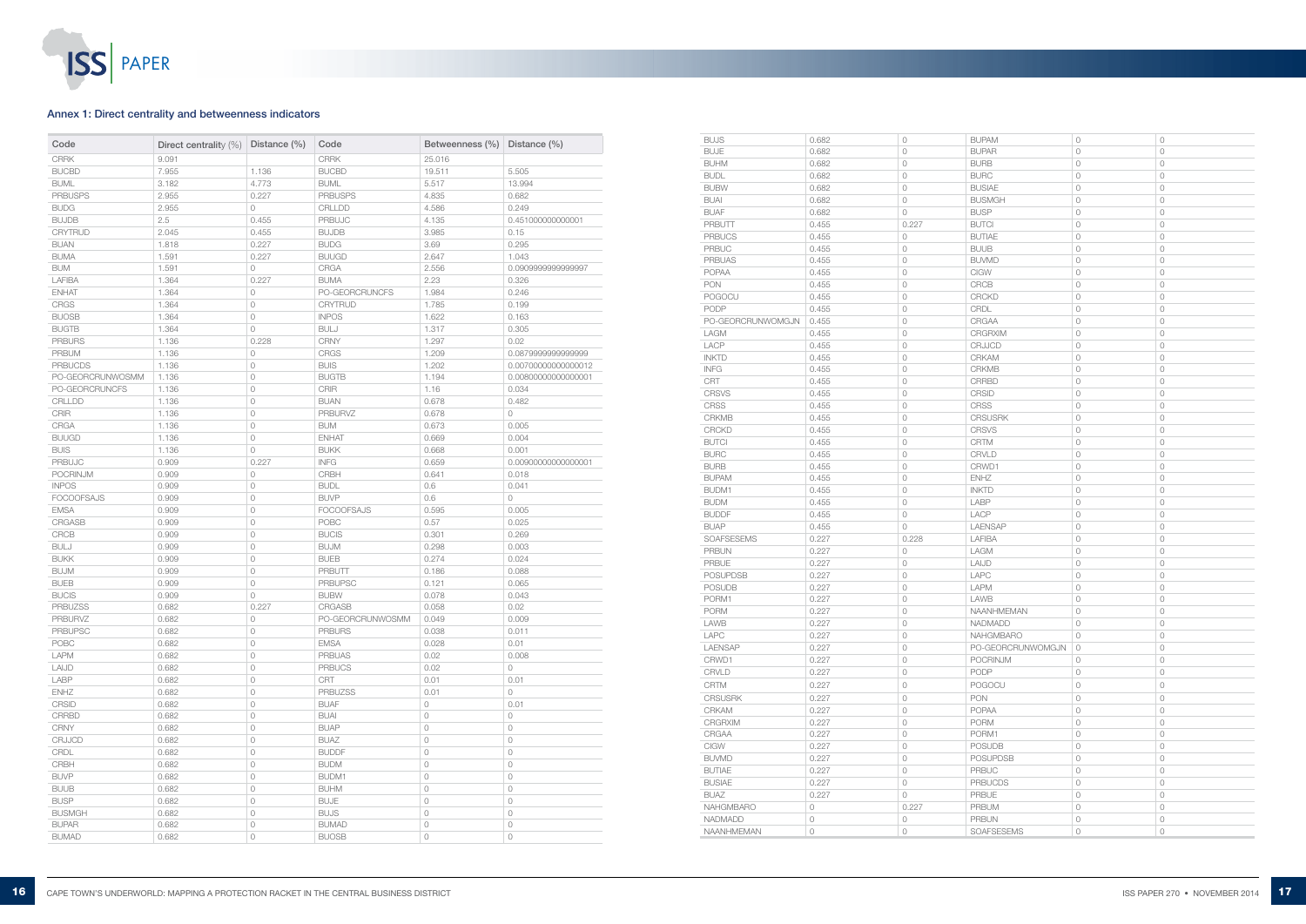## Annex 1: Direct centrality and betweenness indicators

| Code | Direct centrality (%) | Distance (%) | Code | Betweenness (%) | Distance (%) |
|---|---|---|---|---|---|
| CRRK | 9.091 | | CRRK | 25.016 | |
| BUCBD | 7.955 | 1.136 | BUCBD | 19.511 | 5.505 |
| BUML | 3.182 | 4.773 | BUML | 5.517 | 13.994 |
| PRBUSPS | 2.955 | 0.227 | PRBUSPS | 4.835 | 0.682 |
| BUDG | 2.955 | 0 | CRLLDD | 4.586 | 0.249 |
| BUJDB | 2.5 | 0.455 | PRBUJC | 4.135 | 0.451000000000001 |
| CRYTRUD | 2.045 | 0.455 | BUJDB | 3.985 | 0.15 |
| BUAN | 1.818 | 0.227 | BUDG | 3.69 | 0.295 |
| BUMA | 1.591 | 0.227 | BUUGD | 2.647 | 1.043 |
| BUM | 1.591 | 0 | CRGA | 2.556 | 0.0909999999999997 |
| LAFIBA | 1.364 | 0.227 | BUMA | 2.23 | 0.326 |
| ENHAT | 1.364 | 0 | PO-GEORCRUNCFS | 1.984 | 0.246 |
| CRGS | 1.364 | 0 | CRYTRUD | 1.785 | 0.199 |
| BUOSB | 1.364 | 0 | INPOS | 1.622 | 0.163 |
| BUGTB | 1.364 | 0 | BULJ | 1.317 | 0.305 |
| PRBURS | 1.136 | 0.228 | CRNY | 1.297 | 0.02 |
| PRBUM | 1.136 | 0 | CRGS | 1.209 | 0.0879999999999999 |
| PRBUCDS | 1.136 | 0 | BUIS | 1.202 | 0.00700000000000012 |
| PO-GEORCRUNWOSMM | 1.136 | 0 | BUGTB | 1.194 | 0.00800000000000001 |
| PO-GEORCRUNCFS | 1.136 | 0 | CRIR | 1.16 | 0.034 |
| CRLLDD | 1.136 | 0 | BUAN | 0.678 | 0.482 |
| CRIR | 1.136 | 0 | PRBURVZ | 0.678 | 0 |
| CRGA | 1.136 | 0 | BUM | 0.673 | 0.005 |
| BUUGD | 1.136 | 0 | ENHAT | 0.669 | 0.004 |
| BUIS | 1.136 | 0 | BUKK | 0.668 | 0.001 |
| PRBUJC | 0.909 | 0.227 | INFG | 0.659 | 0.00900000000000001 |
| POCRINJM | 0.909 | 0 | CRBH | 0.641 | 0.018 |
| INPOS | 0.909 | 0 | BUDL | 0.6 | 0.041 |
| FOCOOFSAJS | 0.909 | 0 | BUVP | 0.6 | 0 |
| EMSA | 0.909 | 0 | FOCOOFSAJS | 0.595 | 0.005 |
| CRGASB | 0.909 | 0 | POBC | 0.57 | 0.025 |
| CRCB | 0.909 | 0 | BUCIS | 0.301 | 0.269 |
| BULJ | 0.909 | 0 | BUJM | 0.298 | 0.003 |
| BUKK | 0.909 | 0 | BUEB | 0.274 | 0.024 |
| BUJM | 0.909 | 0 | PRBUTT | 0.186 | 0.088 |
| BUEB | 0.909 | 0 | PRBUPSC | 0.121 | 0.065 |
| BUCIS | 0.909 | 0 | BUBW | 0.078 | 0.043 |
| PRBUZSS | 0.682 | 0.227 | CRGASB | 0.058 | 0.02 |
| PRBURVZ | 0.682 | 0 | PO-GEORCRUNWOSMM | 0.049 | 0.009 |
| PRBUPSC | 0.682 | 0 | PRBURS | 0.038 | 0.011 |
| POBC | 0.682 | 0 | EMSA | 0.028 | 0.01 |
| LAPM | 0.682 | 0 | PRBUAS | 0.02 | 0.008 |
| LAIJD | 0.682 | 0 | PRBUCS | 0.02 | 0 |
| LABP | 0.682 | 0 | CRT | 0.01 | 0.01 |
| ENHZ | 0.682 | 0 | PRBUZSS | 0.01 | 0 |
| CRSID | 0.682 | 0 | BUAF | 0 | 0.01 |
| CRRBD | 0.682 | 0 | BUAI | 0 | 0 |
| CRNY | 0.682 | 0 | BUAP | 0 | 0 |
| CRJJCD | 0.682 | 0 | BUAZ | 0 | 0 |
| CRDL | 0.682 | 0 | BUDDF | 0 | 0 |
| CRBH | 0.682 | 0 | BUDM | 0 | 0 |
| BUVP | 0.682 | 0 | BUDM1 | 0 | 0 |
| BUUB | 0.682 | 0 | BUHM | 0 | 0 |
| BUSP | 0.682 | 0 | BUJE | 0 | 0 |
| BUSMGH | 0.682 | 0 | BUJS | 0 | 0 |
| BUPAR | 0.682 | 0 | BUMAD | 0 | 0 |
| BUMAD | 0.682 | 0 | BUOSB | 0 | 0 |
| BUJS | 0.682 | 0 | BUPAM | 0 | 0 |
| BUJE | 0.682 | 0 | BUPAR | 0 | 0 |
| BUHM | 0.682 | 0 | BURB | 0 | 0 |
| BUDL | 0.682 | 0 | BURC | 0 | 0 |
| BUBW | 0.682 | 0 | BUSIAE | 0 | 0 |
| BUAI | 0.682 | 0 | BUSMGH | 0 | 0 |
| BUAF | 0.682 | 0 | BUSP | 0 | 0 |
| PRBUTT | 0.455 | 0.227 | BUTCI | 0 | 0 |
| PRBUCS | 0.455 | 0 | BUTIAE | 0 | 0 |
| PRBUC | 0.455 | 0 | BUUB | 0 | 0 |
| PRBUAS | 0.455 | 0 | BUVMD | 0 | 0 |
| POPAA | 0.455 | 0 | CIGW | 0 | 0 |
| PON | 0.455 | 0 | CRCB | 0 | 0 |
| POGOCU | 0.455 | 0 | CRCKD | 0 | 0 |
| PODP | 0.455 | 0 | CRDL | 0 | 0 |
| PO-GEORCRUNWOMGJN | 0.455 | 0 | CRGAA | 0 | 0 |
| LAGM | 0.455 | 0 | CRGRXIM | 0 | 0 |
| LACP | 0.455 | 0 | CRJJCD | 0 | 0 |
| INKTD | 0.455 | 0 | CRKAM | 0 | 0 |
| INFG | 0.455 | 0 | CRKMB | 0 | 0 |
| CRT | 0.455 | 0 | CRRBD | 0 | 0 |
| CRSVS | 0.455 | 0 | CRSID | 0 | 0 |
| CRSS | 0.455 | 0 | CRSS | 0 | 0 |
| CRKMB | 0.455 | 0 | CRSUSRK | 0 | 0 |
| CRCKD | 0.455 | 0 | CRSVS | 0 | 0 |
| BUTCI | 0.455 | 0 | CRTM | 0 | 0 |
| BURC | 0.455 | 0 | CRVLD | 0 | 0 |
| BURB | 0.455 | 0 | CRWD1 | 0 | 0 |
| BUPAM | 0.455 | 0 | ENHZ | 0 | 0 |
| BUDM1 | 0.455 | 0 | INKTD | 0 | 0 |
| BUDM | 0.455 | 0 | LABP | 0 | 0 |
| BUDDF | 0.455 | 0 | LACP | 0 | 0 |
| BUAP | 0.455 | 0 | LAENSAP | 0 | 0 |
| SOAFSESEMS | 0.227 | 0.228 | LAFIBA | 0 | 0 |
| PRBUN | 0.227 | 0 | LAGM | 0 | 0 |
| PRBUE | 0.227 | 0 | LAIJD | 0 | 0 |
| POSUPDSB | 0.227 | 0 | LAPC | 0 | 0 |
| POSUDB | 0.227 | 0 | LAPM | 0 | 0 |
| PORM1 | 0.227 | 0 | LAWB | 0 | 0 |
| PORM | 0.227 | 0 | NAANHMEMAN | 0 | 0 |
| LAWB | 0.227 | 0 | NADMADD | 0 | 0 |
| LAPC | 0.227 | 0 | NAHGMBARO | 0 | 0 |
| LAENSAP | 0.227 | 0 | PO-GEORCRUNWOMGJN | 0 | 0 |
| CRWD1 | 0.227 | 0 | POCRINJM | 0 | 0 |
| CRVLD | 0.227 | 0 | PODP | 0 | 0 |
| CRTM | 0.227 | 0 | POGOCU | 0 | 0 |
| CRSUSRK | 0.227 | 0 | PON | 0 | 0 |
| CRKAM | 0.227 | 0 | POPAA | 0 | 0 |
| CRGRXIM | 0.227 | 0 | PORM | 0 | 0 |
| CRGAA | 0.227 | 0 | PORM1 | 0 | 0 |
| CIGW | 0.227 | 0 | POSUDB | 0 | 0 |
| BUVMD | 0.227 | 0 | POSUPDSB | 0 | 0 |
| BUTIAE | 0.227 | 0 | PRBUC | 0 | 0 |
| BUSIAE | 0.227 | 0 | PRBUCDS | 0 | 0 |
| BUAZ | 0.227 | 0 | PRBUE | 0 | 0 |
| NAHGMBARO | 0 | 0.227 | PRBUM | 0 | 0 |
| NADMADD | 0 | 0 | PRBUN | 0 | 0 |
| NAANHMEMAN | 0 | 0 | SOAFSESEMS | 0 | 0 |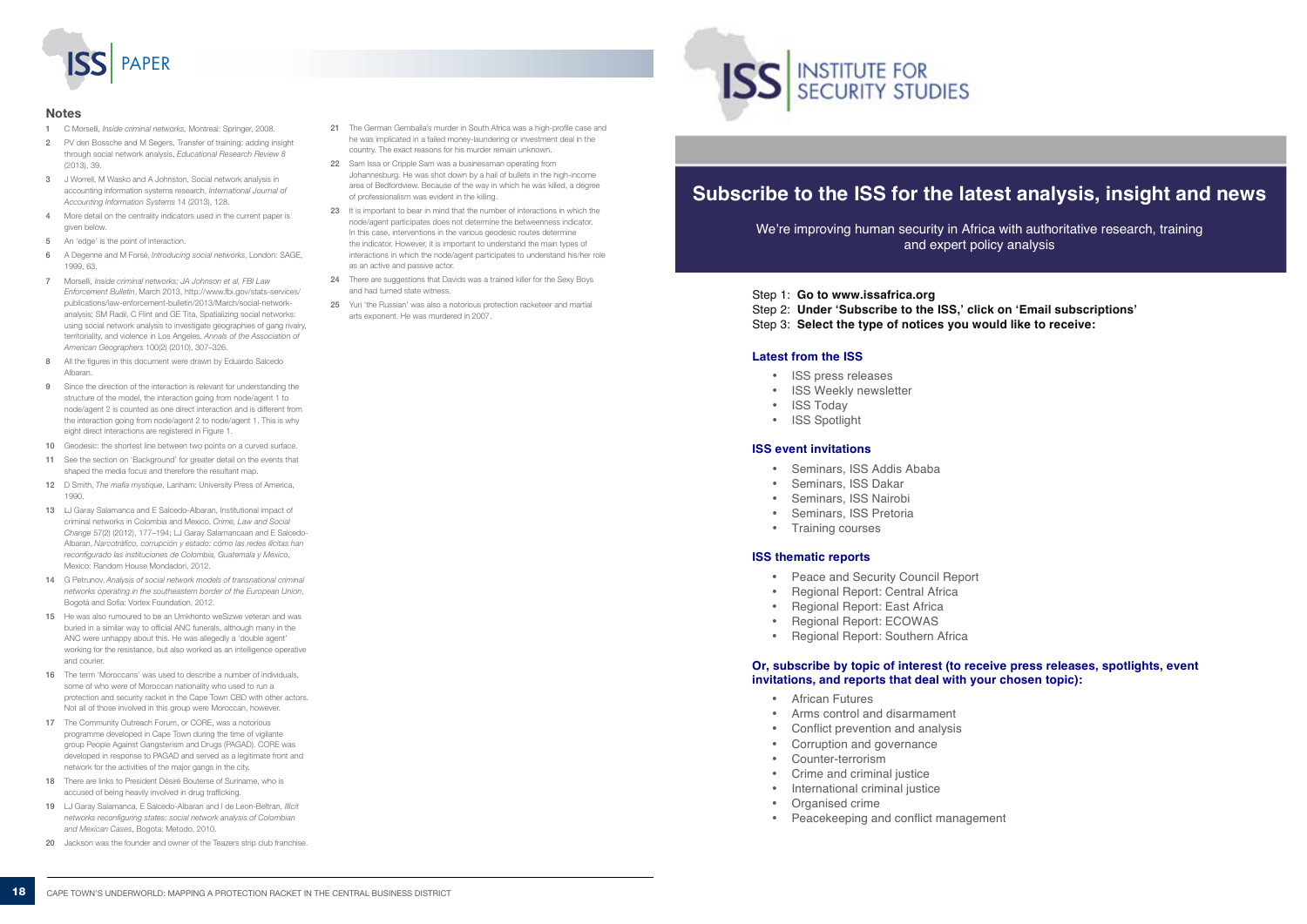## Notes

1. C Morselli, *Inside criminal networks*, Montreal: Springer, 2008.
2. PV den Bossche and M Segers, Transfer of training: adding insight through social network analysis, *Educational Research Review 8* (2013), 39.
3. J Worrell, M Wasko and A Johnston, Social network analysis in accounting information systems research, *International Journal of Accounting Information Systems* 14 (2013), 128.
4. More detail on the centrality indicators used in the current paper is given below.
5. An 'edge' is the point of interaction.
6. A Degenne and M Forsé, *Introducing social networks*, London: SAGE, 1999, 63.
7. Morselli, *Inside criminal networks; JA Johnson et al, FBI Law Enforcement Bulletin*, March 2013, http://www.fbi.gov/stats-services/publications/law-enforcement-bulletin/2013/March/social-network-analysis; SM Radil, C Flint and GE Tita, Spatializing social networks: using social network analysis to investigate geographies of gang rivalry, territoriality, and violence in Los Angeles, *Annals of the Association of American Geographers* 100(2) (2010), 307–326.
8. All the figures in this document were drawn by Eduardo Salcedo Albaran.
9. Since the direction of the interaction is relevant for understanding the structure of the model, the interaction going from node/agent 1 to node/agent 2 is counted as one direct interaction and is different from the interaction going from node/agent 2 to node/agent 1. This is why eight direct interactions are registered in Figure 1.
10. Geodesic: the shortest line between two points on a curved surface.
11. See the section on 'Background' for greater detail on the events that shaped the media focus and therefore the resultant map.
12. D Smith, *The mafia mystique*, Lanham: University Press of America, 1990.
13. LJ Garay Salamanca and E Salcedo-Albaran, Institutional impact of criminal networks in Colombia and Mexico, *Crime, Law and Social Change* 57(2) (2012), 177–194; LJ Garay Salamancaan and E Salcedo-Albaran, *Narcotráfico, corrupción y estado: cómo las redes ilícitas han reconfigurado las instituciones de Colombia, Guatemala y Mexico*, Mexico: Random House Mondadori, 2012.
14. G Petrunov, *Analysis of social network models of transnational criminal networks operating in the southeastern border of the European Union*, Bogotá and Sofia: Vortex Foundation, 2012.
15. He was also rumoured to be an Umkhonto weSizwe veteran and was buried in a similar way to official ANC funerals, although many in the ANC were unhappy about this. He was allegedly a 'double agent' working for the resistance, but also worked as an intelligence operative and courier.
16. The term 'Moroccans' was used to describe a number of individuals, some of who were of Moroccan nationality who used to run a protection and security racket in the Cape Town CBD with other actors. Not all of those involved in this group were Moroccan, however.
17. The Community Outreach Forum, or CORE, was a notorious programme developed in Cape Town during the time of vigilante group People Against Gangsterism and Drugs (PAGAD). CORE was developed in response to PAGAD and served as a legitimate front and network for the activities of the major gangs in the city.
18. There are links to President Désiré Bouterse of Suriname, who is accused of being heavily involved in drug trafficking.
19. LJ Garay Salamanca, E Salcedo-Albaran and I de Leon-Beltran, *Illicit networks reconfiguring states: social network analysis of Colombian and Mexican Cases*, Bogota: Metodo, 2010.
20. Jackson was the founder and owner of the Teazers strip club franchise.
21. The German Gemballa's murder in South Africa was a high-profile case and he was implicated in a failed money-laundering or investment deal in the country. The exact reasons for his murder remain unknown.
22. Sam Issa or Cripple Sam was a businessman operating from Johannesburg. He was shot down by a hail of bullets in the high-income area of Bedfordview. Because of the way in which he was killed, a degree of professionalism was evident in the killing.
23. It is important to bear in mind that the number of interactions in which the node/agent participates does not determine the betweenness indicator. In this case, interventions in the various geodesic routes determine the indicator. However, it is important to understand the main types of interactions in which the node/agent participates to understand his/her role as an active and passive actor.
24. There are suggestions that Davids was a trained killer for the Sexy Boys and had turned state witness.
25. Yuri 'the Russian' was also a notorious protection racketeer and martial arts exponent. He was murdered in 2007.

# Subscribe to the ISS for the latest analysis, insight and news

We're improving human security in Africa with authoritative research, training and expert policy analysis

Step 1: **Go to www.issafrica.org**
Step 2: **Under 'Subscribe to the ISS,' click on 'Email subscriptions'**
Step 3: **Select the type of notices you would like to receive:**

### Latest from the ISS

- ISS press releases
- ISS Weekly newsletter
- ISS Today
- ISS Spotlight

### ISS event invitations

- Seminars, ISS Addis Ababa
- Seminars, ISS Dakar
- Seminars, ISS Nairobi
- Seminars, ISS Pretoria
- Training courses

### ISS thematic reports

- Peace and Security Council Report
- Regional Report: Central Africa
- Regional Report: East Africa
- Regional Report: ECOWAS
- Regional Report: Southern Africa

### Or, subscribe by topic of interest (to receive press releases, spotlights, event invitations, and reports that deal with your chosen topic):

- African Futures
- Arms control and disarmament
- Conflict prevention and analysis
- Corruption and governance
- Counter-terrorism
- Crime and criminal justice
- International criminal justice
- Organised crime
- Peacekeeping and conflict management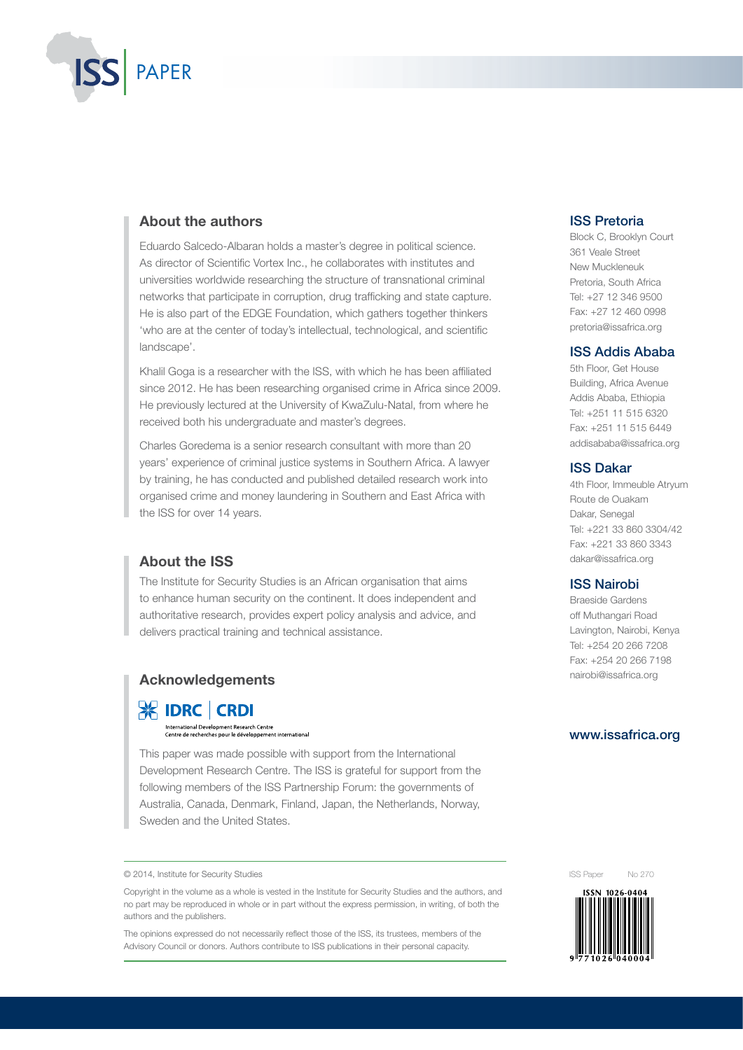ISS PAPER

## About the authors

Eduardo Salcedo-Albaran holds a master's degree in political science. As director of Scientific Vortex Inc., he collaborates with institutes and universities worldwide researching the structure of transnational criminal networks that participate in corruption, drug trafficking and state capture. He is also part of the EDGE Foundation, which gathers together thinkers 'who are at the center of today's intellectual, technological, and scientific landscape'.

Khalil Goga is a researcher with the ISS, with which he has been affiliated since 2012. He has been researching organised crime in Africa since 2009. He previously lectured at the University of KwaZulu-Natal, from where he received both his undergraduate and master's degrees.

Charles Goredema is a senior research consultant with more than 20 years' experience of criminal justice systems in Southern Africa. A lawyer by training, he has conducted and published detailed research work into organised crime and money laundering in Southern and East Africa with the ISS for over 14 years.

## About the ISS

The Institute for Security Studies is an African organisation that aims to enhance human security on the continent. It does independent and authoritative research, provides expert policy analysis and advice, and delivers practical training and technical assistance.

## Acknowledgements

IDRC | CRDI
International Development Research Centre
Centre de recherches pour le développement international

This paper was made possible with support from the International Development Research Centre. The ISS is grateful for support from the following members of the ISS Partnership Forum: the governments of Australia, Canada, Denmark, Finland, Japan, the Netherlands, Norway, Sweden and the United States.

### ISS Pretoria

Block C, Brooklyn Court
361 Veale Street
New Muckleneuk
Pretoria, South Africa
Tel: +27 12 346 9500
Fax: +27 12 460 0998
pretoria@issafrica.org

### ISS Addis Ababa

5th Floor, Get House
Building, Africa Avenue
Addis Ababa, Ethiopia
Tel: +251 11 515 6320
Fax: +251 11 515 6449
addisababa@issafrica.org

### ISS Dakar

4th Floor, Immeuble Atryum
Route de Ouakam
Dakar, Senegal
Tel: +221 33 860 3304/42
Fax: +221 33 860 3343
dakar@issafrica.org

### ISS Nairobi

Braeside Gardens
off Muthangari Road
Lavington, Nairobi, Kenya
Tel: +254 20 266 7208
Fax: +254 20 266 7198
nairobi@issafrica.org

www.issafrica.org

© 2014, Institute for Security Studies

Copyright in the volume as a whole is vested in the Institute for Security Studies and the authors, and no part may be reproduced in whole or in part without the express permission, in writing, of both the authors and the publishers.

The opinions expressed do not necessarily reflect those of the ISS, its trustees, members of the Advisory Council or donors. Authors contribute to ISS publications in their personal capacity.

ISS Paper No 270

ISSN 1026-0404